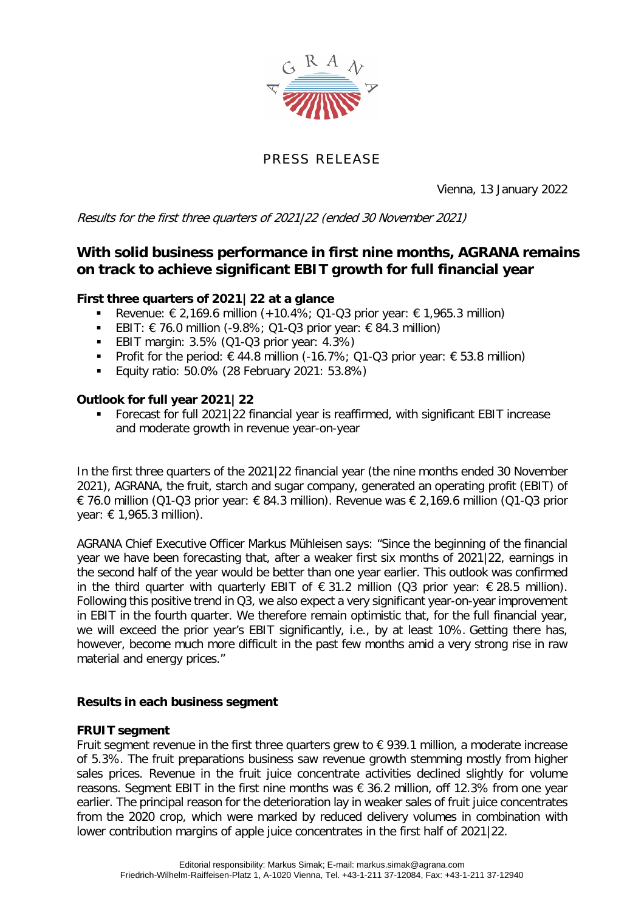PRESS RELEASE

Vienna, 13 January 2022

*Results for the first three quarters of 2021|22 (ended 30 November 2021)*

# With solid business performance in first nine months, AGRANA remains on track to achieve significant EBIT growth for full financial year

**First three quarters of 2021|22 at a glance**

- Revenue: € 2,169.6 million (+10.4%; Q1-Q3 prior year: € 1,965.3 million)
- EBIT: € 76.0 million (-9.8%; Q1-Q3 prior year: € 84.3 million)
- EBIT margin: 3.5% (Q1-Q3 prior year: 4.3%)
- Profit for the period: € 44.8 million (-16.7%; Q1-Q3 prior year: € 53.8 million)
- Equity ratio: 50.0% (28 February 2021: 53.8%)

**Outlook for full year 2021|22**

- Forecast for full 2021|22 financial year is reaffirmed, with significant EBIT increase and moderate growth in revenue year-on-year

In the first three quarters of the 2021|22 financial year (the nine months ended 30 November 2021), AGRANA, the fruit, starch and sugar company, generated an operating profit (EBIT) of € 76.0 million (Q1-Q3 prior year: € 84.3 million). Revenue was € 2,169.6 million (Q1-Q3 prior year: € 1,965.3 million).

AGRANA Chief Executive Officer Markus Mühleisen says: "Since the beginning of the financial year we have been forecasting that, after a weaker first six months of 2021|22, earnings in the second half of the year would be better than one year earlier. This outlook was confirmed in the third quarter with quarterly EBIT of € 31.2 million (Q3 prior year: € 28.5 million). Following this positive trend in Q3, we also expect a very significant year-on-year improvement in EBIT in the fourth quarter. We therefore remain optimistic that, for the full financial year, we will exceed the prior year's EBIT significantly, i.e., by at least 10%. Getting there has, however, become much more difficult in the past few months amid a very strong rise in raw material and energy prices."

**Results in each business segment**

**FRUIT segment**

Fruit segment revenue in the first three quarters grew to € 939.1 million, a moderate increase of 5.3%. The fruit preparations business saw revenue growth stemming mostly from higher sales prices. Revenue in the fruit juice concentrate activities declined slightly for volume reasons. Segment EBIT in the first nine months was € 36.2 million, off 12.3% from one year earlier. The principal reason for the deterioration lay in weaker sales of fruit juice concentrates from the 2020 crop, which were marked by reduced delivery volumes in combination with lower contribution margins of apple juice concentrates in the first half of 2021|22.

Editorial responsibility: Markus Simak; E-mail: markus.simak@agrana.com
Friedrich-Wilhelm-Raiffeisen-Platz 1, A-1020 Vienna, Tel. +43-1-211 37-12084, Fax: +43-1-211 37-12940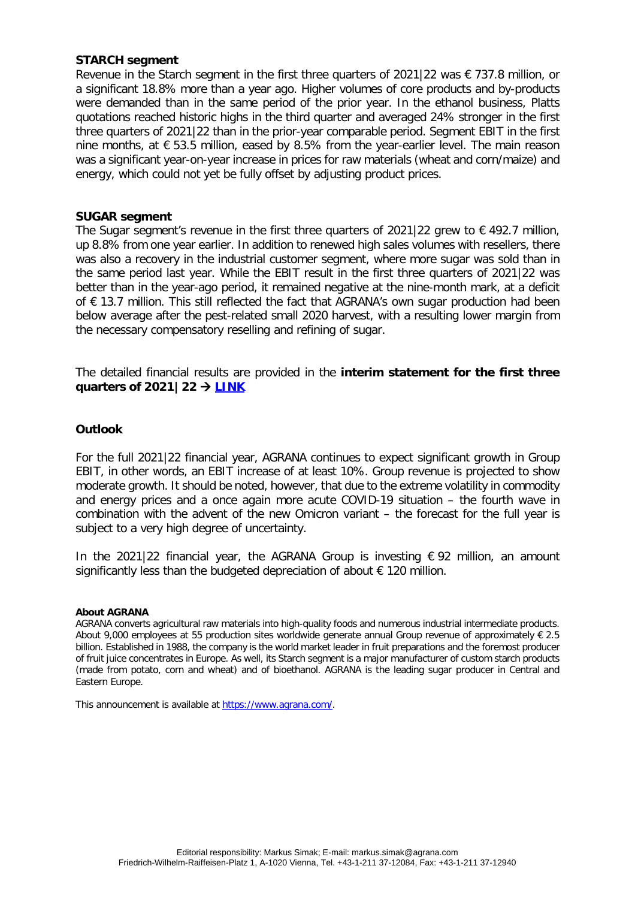**STARCH segment**

Revenue in the Starch segment in the first three quarters of 2021|22 was € 737.8 million, or a significant 18.8% more than a year ago. Higher volumes of core products and by-products were demanded than in the same period of the prior year. In the ethanol business, Platts quotations reached historic highs in the third quarter and averaged 24% stronger in the first three quarters of 2021|22 than in the prior-year comparable period. Segment EBIT in the first nine months, at € 53.5 million, eased by 8.5% from the year-earlier level. The main reason was a significant year-on-year increase in prices for raw materials (wheat and corn/maize) and energy, which could not yet be fully offset by adjusting product prices.

**SUGAR segment**

The Sugar segment's revenue in the first three quarters of 2021|22 grew to € 492.7 million, up 8.8% from one year earlier. In addition to renewed high sales volumes with resellers, there was also a recovery in the industrial customer segment, where more sugar was sold than in the same period last year. While the EBIT result in the first three quarters of 2021|22 was better than in the year-ago period, it remained negative at the nine-month mark, at a deficit of € 13.7 million. This still reflected the fact that AGRANA's own sugar production had been below average after the pest-related small 2020 harvest, with a resulting lower margin from the necessary compensatory reselling and refining of sugar.

The detailed financial results are provided in the **interim statement for the first three quarters of 2021|22 → LINK**

**Outlook**

For the full 2021|22 financial year, AGRANA continues to expect significant growth in Group EBIT, in other words, an EBIT increase of at least 10%. Group revenue is projected to show moderate growth. It should be noted, however, that due to the extreme volatility in commodity and energy prices and a once again more acute COVID-19 situation – the fourth wave in combination with the advent of the new Omicron variant – the forecast for the full year is subject to a very high degree of uncertainty.

In the 2021|22 financial year, the AGRANA Group is investing € 92 million, an amount significantly less than the budgeted depreciation of about € 120 million.

**About AGRANA**

AGRANA converts agricultural raw materials into high-quality foods and numerous industrial intermediate products. About 9,000 employees at 55 production sites worldwide generate annual Group revenue of approximately € 2.5 billion. Established in 1988, the company is the world market leader in fruit preparations and the foremost producer of fruit juice concentrates in Europe. As well, its Starch segment is a major manufacturer of custom starch products (made from potato, corn and wheat) and of bioethanol. AGRANA is the leading sugar producer in Central and Eastern Europe.

This announcement is available at https://www.agrana.com/.

Editorial responsibility: Markus Simak; E-mail: markus.simak@agrana.com
Friedrich-Wilhelm-Raiffeisen-Platz 1, A-1020 Vienna, Tel. +43-1-211 37-12084, Fax: +43-1-211 37-12940